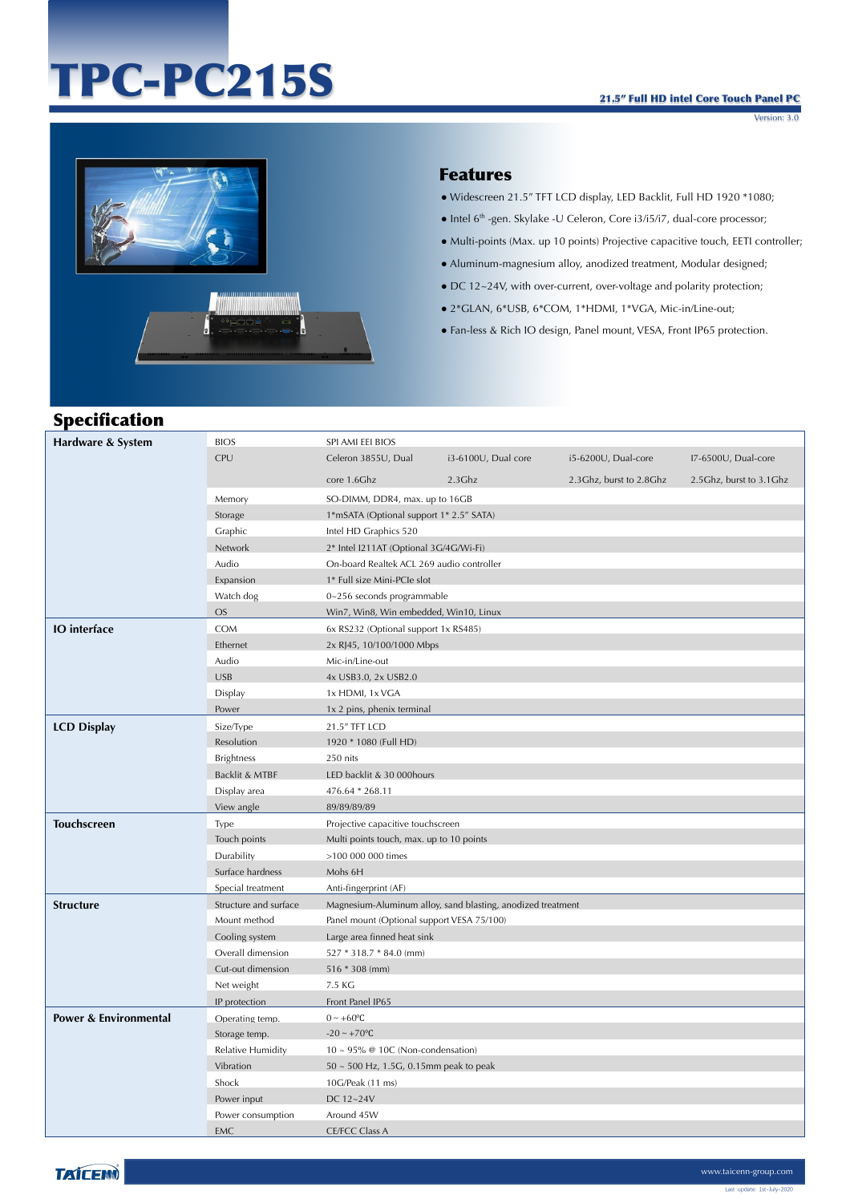# TPC-PC215S

**21.5" Full HD intel Core Touch Panel PC**

Version: 3.0

## Features

- Widescreen 21.5" TFT LCD display, LED Backlit, Full HD 1920 *1080;
- Intel 6th -gen. Skylake -U Celeron, Core i3/i5/i7, dual-core processor;
- Multi-points (Max. up 10 points) Projective capacitive touch, EETI controller;
- Aluminum-magnesium alloy, anodized treatment, Modular designed;
- DC 12~24V, with over-current, over-voltage and polarity protection;
- 2*GLAN, 6*USB, 6*COM, 1*HDMI, 1*VGA, Mic-in/Line-out;
- Fan-less & Rich IO design, Panel mount, VESA, Front IP65 protection.

## Specification

| Category | Item | Specification | | | |
|---|---|---|---|---|---|
| **Hardware & System** | BIOS | SPI AMI EEI BIOS | | | |
| | CPU | Celeron 3855U, Dual core 1.6Ghz | i3-6100U, Dual core 2.3Ghz | i5-6200U, Dual-core 2.3Ghz, burst to 2.8Ghz | I7-6500U, Dual-core 2.5Ghz, burst to 3.1Ghz |
| | Memory | SO-DIMM, DDR4, max. up to 16GB | | | |
| | Storage | 1*mSATA (Optional support 1* 2.5" SATA) | | | |
| | Graphic | Intel HD Graphics 520 | | | |
| | Network | 2* Intel I211AT (Optional 3G/4G/Wi-Fi) | | | |
| | Audio | On-board Realtek ACL 269 audio controller | | | |
| | Expansion | 1* Full size Mini-PCIe slot | | | |
| | Watch dog | 0~256 seconds programmable | | | |
| | OS | Win7, Win8, Win embedded, Win10, Linux | | | |
| **IO interface** | COM | 6x RS232 (Optional support 1x RS485) | | | |
| | Ethernet | 2x RJ45, 10/100/1000 Mbps | | | |
| | Audio | Mic-in/Line-out | | | |
| | USB | 4x USB3.0, 2x USB2.0 | | | |
| | Display | 1x HDMI, 1x VGA | | | |
| | Power | 1x 2 pins, phenix terminal | | | |
| **LCD Display** | Size/Type | 21.5" TFT LCD | | | |
| | Resolution | 1920 * 1080 (Full HD) | | | |
| | Brightness | 250 nits | | | |
| | Backlit & MTBF | LED backlit & 30 000hours | | | |
| | Display area | 476.64 * 268.11 | | | |
| | View angle | 89/89/89/89 | | | |
| **Touchscreen** | Type | Projective capacitive touchscreen | | | |
| | Touch points | Multi points touch, max. up to 10 points | | | |
| | Durability | >100 000 000 times | | | |
| | Surface hardness | Mohs 6H | | | |
| | Special treatment | Anti-fingerprint (AF) | | | |
| **Structure** | Structure and surface | Magnesium-Aluminum alloy, sand blasting, anodized treatment | | | |
| | Mount method | Panel mount (Optional support VESA 75/100) | | | |
| | Cooling system | Large area finned heat sink | | | |
| | Overall dimension | 527 * 318.7 * 84.0 (mm) | | | |
| | Cut-out dimension | 516 * 308 (mm) | | | |
| | Net weight | 7.5 KG | | | |
| | IP protection | Front Panel IP65 | | | |
| **Power & Environmental** | Operating temp. | 0 ~ +60℃ | | | |
| | Storage temp. | -20 ~ +70℃ | | | |
| | Relative Humidity | 10 ~ 95% @ 10C (Non-condensation) | | | |
| | Vibration | 50 ~ 500 Hz, 1.5G, 0.15mm peak to peak | | | |
| | Shock | 10G/Peak (11 ms) | | | |
| | Power input | DC 12~24V | | | |
| | Power consumption | Around 45W | | | |
| | EMC | CE/FCC Class A | | | |

www.taicenn-group.com

Last update: 1st-July-2020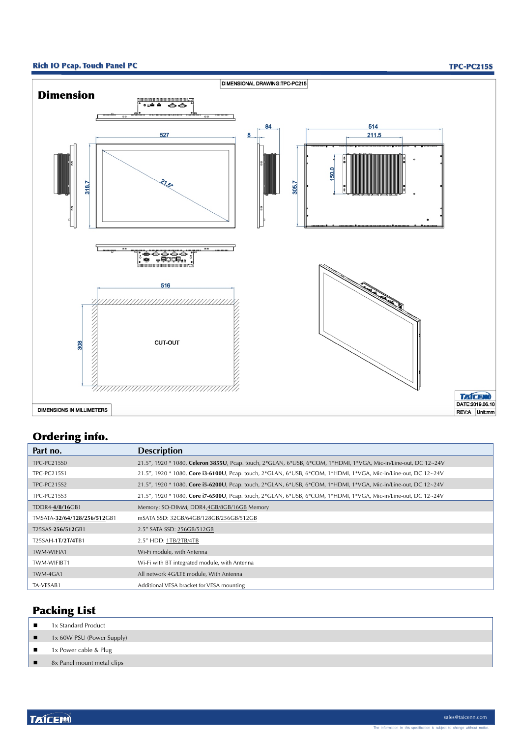## Dimension

DIMENSIONAL DRAWING:TPC-PC215

527

21.5"

318.7

8

84

514

211.5

150.0

305.7

516

308

CUT-OUT

DIMENSIONS IN MILLIMETERS

DATE:2019.06.10

REV:A Unit:mm

## Ordering info.

| Part no. | Description |
|---|---|
| TPC-PC215S0 | 21.5", 1920 * 1080, **Celeron 3855U**, Pcap. touch, 2*GLAN, 6*USB, 6*COM, 1*HDMI, 1*VGA, Mic-in/Line-out, DC 12~24V |
| TPC-PC215S1 | 21.5", 1920 * 1080, **Core i3-6100U**, Pcap. touch, 2*GLAN, 6*USB, 6*COM, 1*HDMI, 1*VGA, Mic-in/Line-out, DC 12~24V |
| TPC-PC215S2 | 21.5", 1920 * 1080, **Core i5-6200U**, Pcap. touch, 2*GLAN, 6*USB, 6*COM, 1*HDMI, 1*VGA, Mic-in/Line-out, DC 12~24V |
| TPC-PC215S3 | 21.5", 1920 * 1080, **Core i7-6500U**, Pcap. touch, 2*GLAN, 6*USB, 6*COM, 1*HDMI, 1*VGA, Mic-in/Line-out, DC 12~24V |
| TDDR4-**4/8/16**GB1 | Memory: SO-DIMM, DDR4,4GB/8GB/16GB Memory |
| TMSATA-**32/64/128/256/512**GB1 | mSATA SSD: 32GB/64GB/128GB/256GB/512GB |
| T25SAS-**256/512**GB1 | 2.5" SATA SSD: 256GB/512GB |
| T25SAH-**1T/2T/4T**B1 | 2.5" HDD: 1TB/2TB/4TB |
| TWM-WIFIA1 | Wi-Fi module, with Antenna |
| TWM-WIFIBT1 | Wi-Fi with BT integrated module, with Antenna |
| TWM-4GA1 | All network 4G/LTE module, With Antenna |
| TA-VESAB1 | Additional VESA bracket for VESA mounting |

## Packing List

- 1x Standard Product
- 1x 60W PSU (Power Supply)
- 1x Power cable & Plug
- 8x Panel mount metal clips

sales@taicenn.com

The information in this specification is subject to change without notice